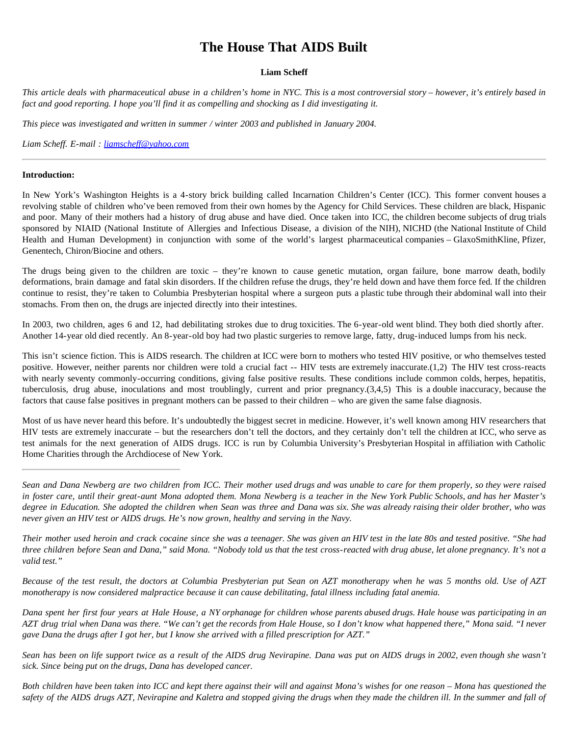# The House That AIDS Built

**Liam Scheff**

*This article deals with pharmaceutical abuse in a children's home in NYC. This is a most controversial story – however, it's entirely based in fact and good reporting. I hope you'll find it as compelling and shocking as I did investigating it.*

*This piece was investigated and written in summer / winter 2003 and published in January 2004.*

*Liam Scheff. E-mail : [liamscheff@yahoo.com](mailto:liamscheff@yahoo.com)*

---

**Introduction:**

In New York's Washington Heights is a 4-story brick building called Incarnation Children's Center (ICC). This former convent houses a revolving stable of children who've been removed from their own homes by the Agency for Child Services. These children are black, Hispanic and poor. Many of their mothers had a history of drug abuse and have died. Once taken into ICC, the children become subjects of drug trials sponsored by NIAID (National Institute of Allergies and Infectious Disease, a division of the NIH), NICHD (the National Institute of Child Health and Human Development) in conjunction with some of the world's largest pharmaceutical companies – GlaxoSmithKline, Pfizer, Genentech, Chiron/Biocine and others.

The drugs being given to the children are toxic – they're known to cause genetic mutation, organ failure, bone marrow death, bodily deformations, brain damage and fatal skin disorders. If the children refuse the drugs, they're held down and have them force fed. If the children continue to resist, they're taken to Columbia Presbyterian hospital where a surgeon puts a plastic tube through their abdominal wall into their stomachs. From then on, the drugs are injected directly into their intestines.

In 2003, two children, ages 6 and 12, had debilitating strokes due to drug toxicities. The 6-year-old went blind. They both died shortly after. Another 14-year old died recently. An 8-year-old boy had two plastic surgeries to remove large, fatty, drug-induced lumps from his neck.

This isn't science fiction. This is AIDS research. The children at ICC were born to mothers who tested HIV positive, or who themselves tested positive. However, neither parents nor children were told a crucial fact -- HIV tests are extremely inaccurate.(1,2) The HIV test cross-reacts with nearly seventy commonly-occurring conditions, giving false positive results. These conditions include common colds, herpes, hepatitis, tuberculosis, drug abuse, inoculations and most troublingly, current and prior pregnancy.(3,4,5) This is a double inaccuracy, because the factors that cause false positives in pregnant mothers can be passed to their children – who are given the same false diagnosis.

Most of us have never heard this before. It's undoubtedly the biggest secret in medicine. However, it's well known among HIV researchers that HIV tests are extremely inaccurate – but the researchers don't tell the doctors, and they certainly don't tell the children at ICC, who serve as test animals for the next generation of AIDS drugs. ICC is run by Columbia University's Presbyterian Hospital in affiliation with Catholic Home Charities through the Archdiocese of New York.

---

*Sean and Dana Newberg are two children from ICC. Their mother used drugs and was unable to care for them properly, so they were raised in foster care, until their great-aunt Mona adopted them. Mona Newberg is a teacher in the New York Public Schools, and has her Master's degree in Education. She adopted the children when Sean was three and Dana was six. She was already raising their older brother, who was never given an HIV test or AIDS drugs. He's now grown, healthy and serving in the Navy.*

*Their mother used heroin and crack cocaine since she was a teenager. She was given an HIV test in the late 80s and tested positive. "She had three children before Sean and Dana," said Mona. "Nobody told us that the test cross-reacted with drug abuse, let alone pregnancy. It's not a valid test."*

*Because of the test result, the doctors at Columbia Presbyterian put Sean on AZT monotherapy when he was 5 months old. Use of AZT monotherapy is now considered malpractice because it can cause debilitating, fatal illness including fatal anemia.*

*Dana spent her first four years at Hale House, a NY orphanage for children whose parents abused drugs. Hale house was participating in an AZT drug trial when Dana was there. "We can't get the records from Hale House, so I don't know what happened there," Mona said. "I never gave Dana the drugs after I got her, but I know she arrived with a filled prescription for AZT."*

*Sean has been on life support twice as a result of the AIDS drug Nevirapine. Dana was put on AIDS drugs in 2002, even though she wasn't sick. Since being put on the drugs, Dana has developed cancer.*

*Both children have been taken into ICC and kept there against their will and against Mona's wishes for one reason – Mona has questioned the safety of the AIDS drugs AZT, Nevirapine and Kaletra and stopped giving the drugs when they made the children ill. In the summer and fall of*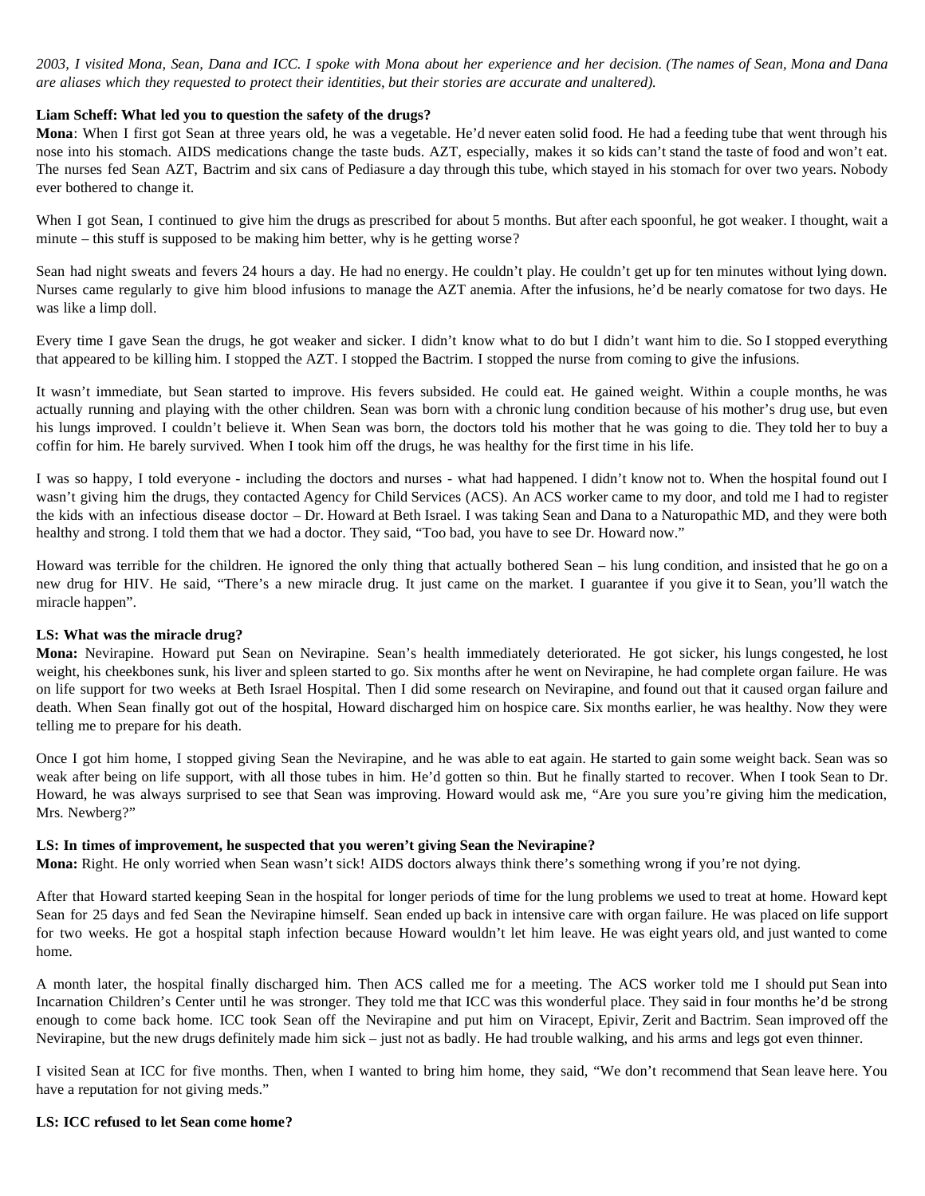*2003, I visited Mona, Sean, Dana and ICC. I spoke with Mona about her experience and her decision. (The names of Sean, Mona and Dana are aliases which they requested to protect their identities, but their stories are accurate and unaltered).*

**Liam Scheff: What led you to question the safety of the drugs?**

**Mona**: When I first got Sean at three years old, he was a vegetable. He'd never eaten solid food. He had a feeding tube that went through his nose into his stomach. AIDS medications change the taste buds. AZT, especially, makes it so kids can't stand the taste of food and won't eat. The nurses fed Sean AZT, Bactrim and six cans of Pediasure a day through this tube, which stayed in his stomach for over two years. Nobody ever bothered to change it.

When I got Sean, I continued to give him the drugs as prescribed for about 5 months. But after each spoonful, he got weaker. I thought, wait a minute – this stuff is supposed to be making him better, why is he getting worse?

Sean had night sweats and fevers 24 hours a day. He had no energy. He couldn't play. He couldn't get up for ten minutes without lying down. Nurses came regularly to give him blood infusions to manage the AZT anemia. After the infusions, he'd be nearly comatose for two days. He was like a limp doll.

Every time I gave Sean the drugs, he got weaker and sicker. I didn't know what to do but I didn't want him to die. So I stopped everything that appeared to be killing him. I stopped the AZT. I stopped the Bactrim. I stopped the nurse from coming to give the infusions.

It wasn't immediate, but Sean started to improve. His fevers subsided. He could eat. He gained weight. Within a couple months, he was actually running and playing with the other children. Sean was born with a chronic lung condition because of his mother's drug use, but even his lungs improved. I couldn't believe it. When Sean was born, the doctors told his mother that he was going to die. They told her to buy a coffin for him. He barely survived. When I took him off the drugs, he was healthy for the first time in his life.

I was so happy, I told everyone - including the doctors and nurses - what had happened. I didn't know not to. When the hospital found out I wasn't giving him the drugs, they contacted Agency for Child Services (ACS). An ACS worker came to my door, and told me I had to register the kids with an infectious disease doctor – Dr. Howard at Beth Israel. I was taking Sean and Dana to a Naturopathic MD, and they were both healthy and strong. I told them that we had a doctor. They said, "Too bad, you have to see Dr. Howard now."

Howard was terrible for the children. He ignored the only thing that actually bothered Sean – his lung condition, and insisted that he go on a new drug for HIV. He said, "There's a new miracle drug. It just came on the market. I guarantee if you give it to Sean, you'll watch the miracle happen".

**LS: What was the miracle drug?**

**Mona:** Nevirapine. Howard put Sean on Nevirapine. Sean's health immediately deteriorated. He got sicker, his lungs congested, he lost weight, his cheekbones sunk, his liver and spleen started to go. Six months after he went on Nevirapine, he had complete organ failure. He was on life support for two weeks at Beth Israel Hospital. Then I did some research on Nevirapine, and found out that it caused organ failure and death. When Sean finally got out of the hospital, Howard discharged him on hospice care. Six months earlier, he was healthy. Now they were telling me to prepare for his death.

Once I got him home, I stopped giving Sean the Nevirapine, and he was able to eat again. He started to gain some weight back. Sean was so weak after being on life support, with all those tubes in him. He'd gotten so thin. But he finally started to recover. When I took Sean to Dr. Howard, he was always surprised to see that Sean was improving. Howard would ask me, "Are you sure you're giving him the medication, Mrs. Newberg?"

**LS: In times of improvement, he suspected that you weren't giving Sean the Nevirapine?**

**Mona:** Right. He only worried when Sean wasn't sick! AIDS doctors always think there's something wrong if you're not dying.

After that Howard started keeping Sean in the hospital for longer periods of time for the lung problems we used to treat at home. Howard kept Sean for 25 days and fed Sean the Nevirapine himself. Sean ended up back in intensive care with organ failure. He was placed on life support for two weeks. He got a hospital staph infection because Howard wouldn't let him leave. He was eight years old, and just wanted to come home.

A month later, the hospital finally discharged him. Then ACS called me for a meeting. The ACS worker told me I should put Sean into Incarnation Children's Center until he was stronger. They told me that ICC was this wonderful place. They said in four months he'd be strong enough to come back home. ICC took Sean off the Nevirapine and put him on Viracept, Epivir, Zerit and Bactrim. Sean improved off the Nevirapine, but the new drugs definitely made him sick – just not as badly. He had trouble walking, and his arms and legs got even thinner.

I visited Sean at ICC for five months. Then, when I wanted to bring him home, they said, "We don't recommend that Sean leave here. You have a reputation for not giving meds."

**LS: ICC refused to let Sean come home?**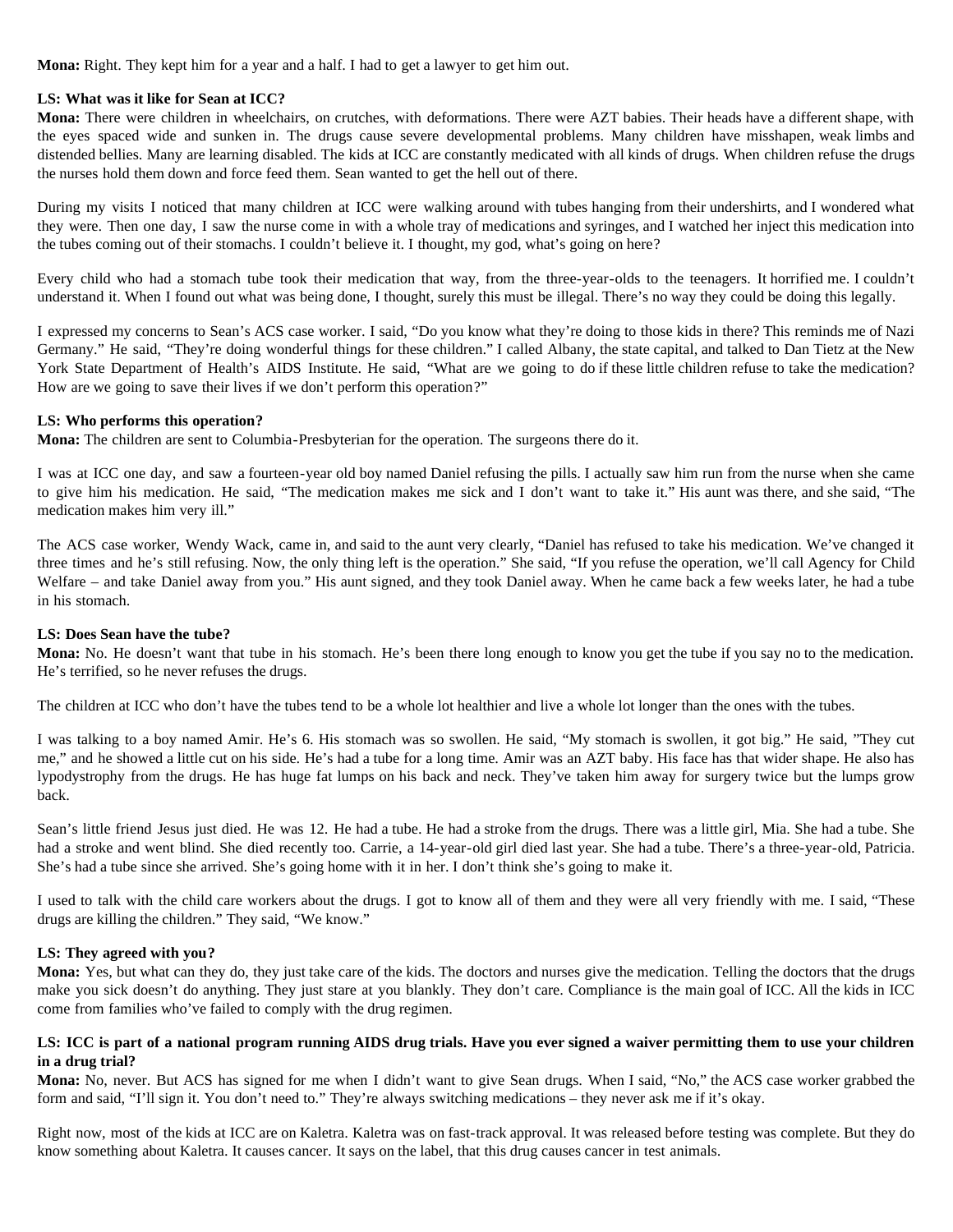**Mona:** Right. They kept him for a year and a half. I had to get a lawyer to get him out.

**LS: What was it like for Sean at ICC?**

**Mona:** There were children in wheelchairs, on crutches, with deformations. There were AZT babies. Their heads have a different shape, with the eyes spaced wide and sunken in. The drugs cause severe developmental problems. Many children have misshapen, weak limbs and distended bellies. Many are learning disabled. The kids at ICC are constantly medicated with all kinds of drugs. When children refuse the drugs the nurses hold them down and force feed them. Sean wanted to get the hell out of there.

During my visits I noticed that many children at ICC were walking around with tubes hanging from their undershirts, and I wondered what they were. Then one day, I saw the nurse come in with a whole tray of medications and syringes, and I watched her inject this medication into the tubes coming out of their stomachs. I couldn't believe it. I thought, my god, what's going on here?

Every child who had a stomach tube took their medication that way, from the three-year-olds to the teenagers. It horrified me. I couldn't understand it. When I found out what was being done, I thought, surely this must be illegal. There's no way they could be doing this legally.

I expressed my concerns to Sean's ACS case worker. I said, "Do you know what they're doing to those kids in there? This reminds me of Nazi Germany." He said, "They're doing wonderful things for these children." I called Albany, the state capital, and talked to Dan Tietz at the New York State Department of Health's AIDS Institute. He said, "What are we going to do if these little children refuse to take the medication? How are we going to save their lives if we don't perform this operation?"

**LS: Who performs this operation?**

**Mona:** The children are sent to Columbia-Presbyterian for the operation. The surgeons there do it.

I was at ICC one day, and saw a fourteen-year old boy named Daniel refusing the pills. I actually saw him run from the nurse when she came to give him his medication. He said, "The medication makes me sick and I don't want to take it." His aunt was there, and she said, "The medication makes him very ill."

The ACS case worker, Wendy Wack, came in, and said to the aunt very clearly, "Daniel has refused to take his medication. We've changed it three times and he's still refusing. Now, the only thing left is the operation." She said, "If you refuse the operation, we'll call Agency for Child Welfare – and take Daniel away from you." His aunt signed, and they took Daniel away. When he came back a few weeks later, he had a tube in his stomach.

**LS: Does Sean have the tube?**

**Mona:** No. He doesn't want that tube in his stomach. He's been there long enough to know you get the tube if you say no to the medication. He's terrified, so he never refuses the drugs.

The children at ICC who don't have the tubes tend to be a whole lot healthier and live a whole lot longer than the ones with the tubes.

I was talking to a boy named Amir. He's 6. His stomach was so swollen. He said, "My stomach is swollen, it got big." He said, "They cut me," and he showed a little cut on his side. He's had a tube for a long time. Amir was an AZT baby. His face has that wider shape. He also has lypodystrophy from the drugs. He has huge fat lumps on his back and neck. They've taken him away for surgery twice but the lumps grow back.

Sean's little friend Jesus just died. He was 12. He had a tube. He had a stroke from the drugs. There was a little girl, Mia. She had a tube. She had a stroke and went blind. She died recently too. Carrie, a 14-year-old girl died last year. She had a tube. There's a three-year-old, Patricia. She's had a tube since she arrived. She's going home with it in her. I don't think she's going to make it.

I used to talk with the child care workers about the drugs. I got to know all of them and they were all very friendly with me. I said, "These drugs are killing the children." They said, "We know."

**LS: They agreed with you?**

**Mona:** Yes, but what can they do, they just take care of the kids. The doctors and nurses give the medication. Telling the doctors that the drugs make you sick doesn't do anything. They just stare at you blankly. They don't care. Compliance is the main goal of ICC. All the kids in ICC come from families who've failed to comply with the drug regimen.

**LS: ICC is part of a national program running AIDS drug trials. Have you ever signed a waiver permitting them to use your children in a drug trial?**

**Mona:** No, never. But ACS has signed for me when I didn't want to give Sean drugs. When I said, "No," the ACS case worker grabbed the form and said, "I'll sign it. You don't need to." They're always switching medications – they never ask me if it's okay.

Right now, most of the kids at ICC are on Kaletra. Kaletra was on fast-track approval. It was released before testing was complete. But they do know something about Kaletra. It causes cancer. It says on the label, that this drug causes cancer in test animals.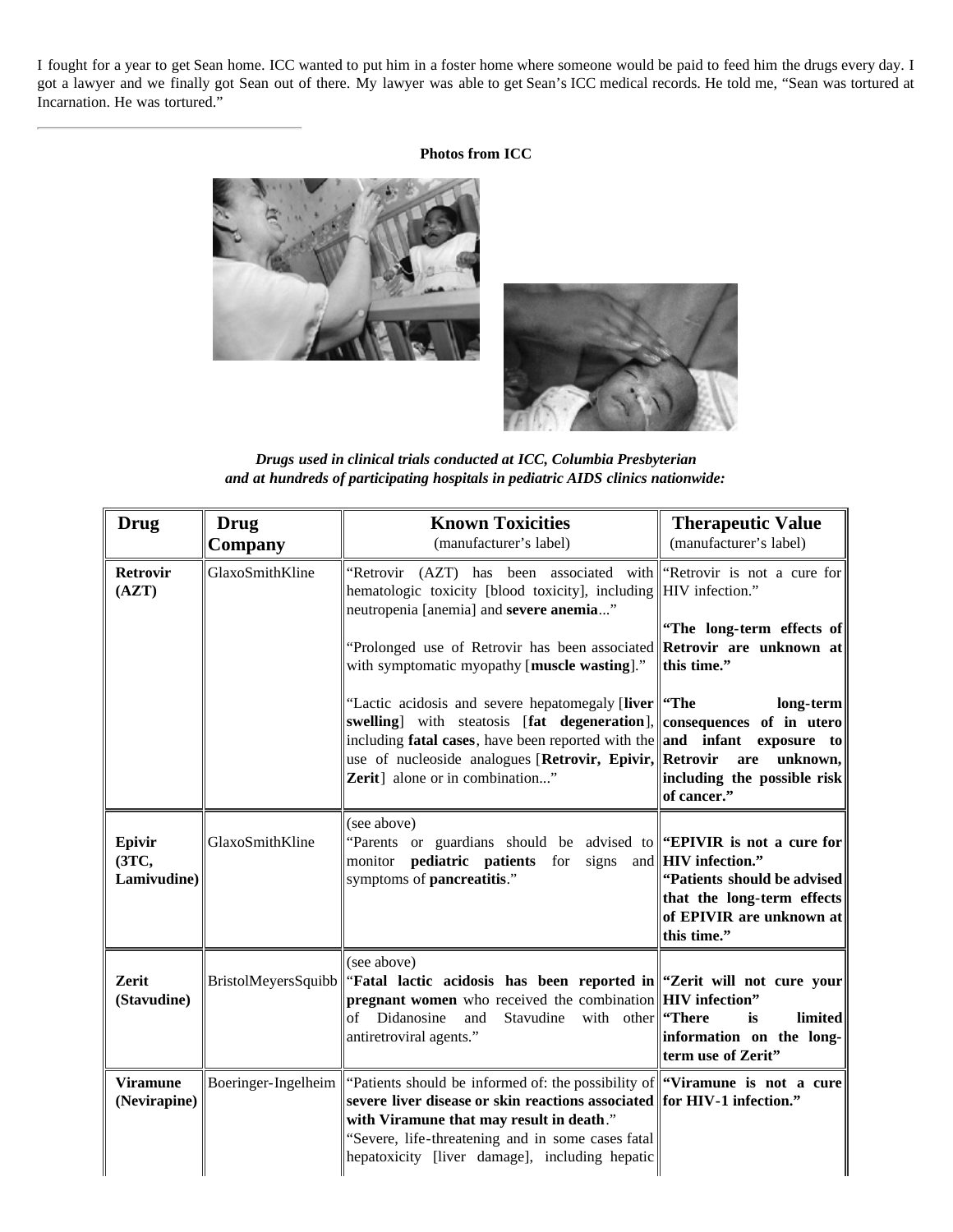I fought for a year to get Sean home. ICC wanted to put him in a foster home where someone would be paid to feed him the drugs every day. I got a lawyer and we finally got Sean out of there. My lawyer was able to get Sean's ICC medical records. He told me, "Sean was tortured at Incarnation. He was tortured."

---

**Photos from ICC**

***Drugs used in clinical trials conducted at ICC, Columbia Presbyterian and at hundreds of participating hospitals in pediatric AIDS clinics nationwide:***

| Drug | Drug Company | Known Toxicities (manufacturer's label) | Therapeutic Value (manufacturer's label) |
|---|---|---|---|
| **Retrovir (AZT)** | GlaxoSmithKline | "Retrovir (AZT) has been associated with hematologic toxicity [blood toxicity], including neutropenia [anemia] and **severe anemia**..."<br><br>"Prolonged use of Retrovir has been associated with symptomatic myopathy [**muscle wasting**]."<br><br>"Lactic acidosis and severe hepatomegaly [**liver swelling**] with steatosis [**fat degeneration**], including **fatal cases**, have been reported with the use of nucleoside analogues [**Retrovir, Epivir, Zerit**] alone or in combination..." | "Retrovir is not a cure for HIV infection."<br><br>**"The long-term effects of Retrovir are unknown at this time."**<br><br>**"The long-term consequences of in utero and infant exposure to Retrovir are unknown, including the possible risk of cancer."** |
| **Epivir (3TC, Lamivudine)** | GlaxoSmithKline | (see above)<br>"Parents or guardians should be advised to monitor **pediatric patients** for signs and symptoms of **pancreatitis**." | **"EPIVIR is not a cure for HIV infection."**<br>**"Patients should be advised that the long-term effects of EPIVIR are unknown at this time."** |
| **Zerit (Stavudine)** | BristolMeyersSquibb | (see above)<br>"**Fatal lactic acidosis has been reported in pregnant women** who received the combination of Didanosine and Stavudine with other antiretroviral agents." | **"Zerit will not cure your HIV infection"**<br>**"There is limited information on the long-term use of Zerit"** |
| **Viramune (Nevirapine)** | Boeringer-Ingelheim | "Patients should be informed of: the possibility of **severe liver disease or skin reactions associated with Viramune that may result in death**."<br>"Severe, life-threatening and in some cases fatal hepatoxicity [liver damage], including hepatic | **"Viramune is not a cure for HIV-1 infection."** |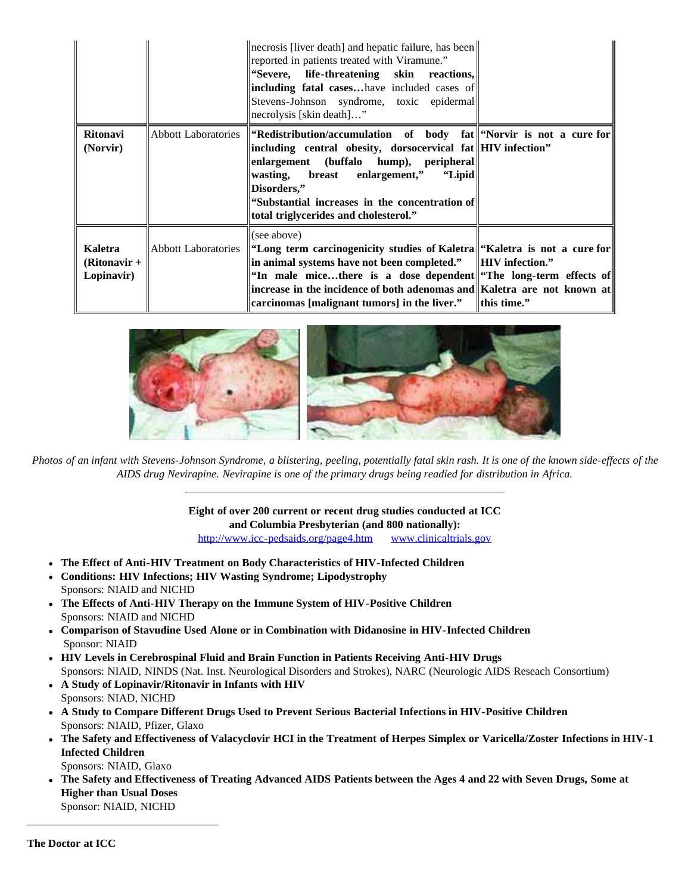| | | | |
|---|---|---|---|
| | | necrosis [liver death] and hepatic failure, has been reported in patients treated with Viramune." **"Severe, life-threatening skin reactions, including fatal cases…**have included cases of Stevens-Johnson syndrome, toxic epidermal necrolysis [skin death]…" | |
| **Ritonavi (Norvir)** | Abbott Laboratories | **"Redistribution/accumulation of body fat including central obesity, dorsocervical fat enlargement (buffalo hump), peripheral wasting, breast enlargement," "Lipid Disorders,"** **"Substantial increases in the concentration of total triglycerides and cholesterol."** | **"Norvir is not a cure for HIV infection"** |
| **Kaletra (Ritonavir + Lopinavir)** | Abbott Laboratories | (see above) **"Long term carcinogenicity studies of Kaletra in animal systems have not been completed."** **"In male mice…there is a dose dependent increase in the incidence of both adenomas and carcinomas [malignant tumors] in the liver."** | **"Kaletra is not a cure for HIV infection."** **"The long-term effects of Kaletra are not known at this time."** |

*Photos of an infant with Stevens-Johnson Syndrome, a blistering, peeling, potentially fatal skin rash. It is one of the known side-effects of the AIDS drug Nevirapine. Nevirapine is one of the primary drugs being readied for distribution in Africa.*

---

**Eight of over 200 current or recent drug studies conducted at ICC and Columbia Presbyterian (and 800 nationally):**
http://www.icc-pedsaids.org/page4.htm www.clinicaltrials.gov

- **The Effect of Anti-HIV Treatment on Body Characteristics of HIV-Infected Children**
- **Conditions: HIV Infections; HIV Wasting Syndrome; Lipodystrophy**
  Sponsors: NIAID and NICHD
- **The Effects of Anti-HIV Therapy on the Immune System of HIV-Positive Children**
  Sponsors: NIAID and NICHD
- **Comparison of Stavudine Used Alone or in Combination with Didanosine in HIV-Infected Children**
  Sponsor: NIAID
- **HIV Levels in Cerebrospinal Fluid and Brain Function in Patients Receiving Anti-HIV Drugs**
  Sponsors: NIAID, NINDS (Nat. Inst. Neurological Disorders and Strokes), NARC (Neurologic AIDS Reseach Consortium)
- **A Study of Lopinavir/Ritonavir in Infants with HIV**
  Sponsors: NIAD, NICHD
- **A Study to Compare Different Drugs Used to Prevent Serious Bacterial Infections in HIV-Positive Children**
  Sponsors: NIAID, Pfizer, Glaxo
- **The Safety and Effectiveness of Valacyclovir HCI in the Treatment of Herpes Simplex or Varicella/Zoster Infections in HIV-1 Infected Children**
  Sponsors: NIAID, Glaxo
- **The Safety and Effectiveness of Treating Advanced AIDS Patients between the Ages 4 and 22 with Seven Drugs, Some at Higher than Usual Doses**
  Sponsor: NIAID, NICHD

---

**The Doctor at ICC**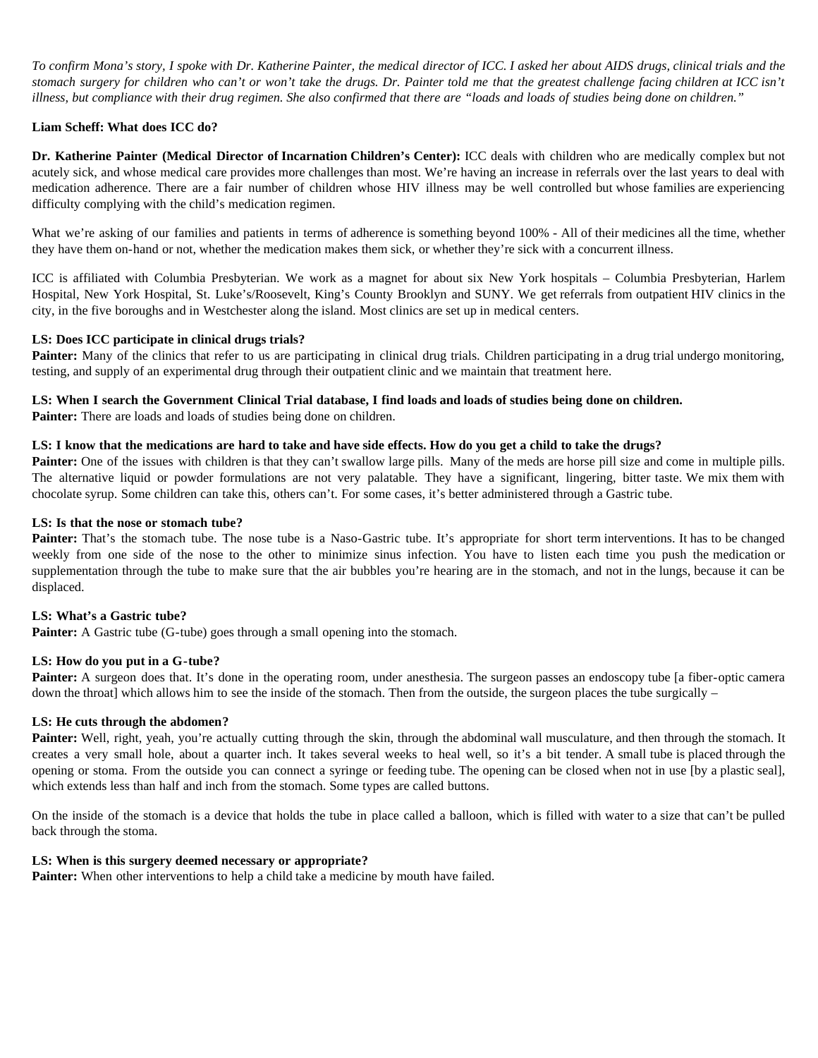*To confirm Mona's story, I spoke with Dr. Katherine Painter, the medical director of ICC. I asked her about AIDS drugs, clinical trials and the stomach surgery for children who can't or won't take the drugs. Dr. Painter told me that the greatest challenge facing children at ICC isn't illness, but compliance with their drug regimen. She also confirmed that there are "loads and loads of studies being done on children."*

**Liam Scheff: What does ICC do?**

**Dr. Katherine Painter (Medical Director of Incarnation Children's Center):** ICC deals with children who are medically complex but not acutely sick, and whose medical care provides more challenges than most. We're having an increase in referrals over the last years to deal with medication adherence. There are a fair number of children whose HIV illness may be well controlled but whose families are experiencing difficulty complying with the child's medication regimen.

What we're asking of our families and patients in terms of adherence is something beyond 100% - All of their medicines all the time, whether they have them on-hand or not, whether the medication makes them sick, or whether they're sick with a concurrent illness.

ICC is affiliated with Columbia Presbyterian. We work as a magnet for about six New York hospitals – Columbia Presbyterian, Harlem Hospital, New York Hospital, St. Luke's/Roosevelt, King's County Brooklyn and SUNY. We get referrals from outpatient HIV clinics in the city, in the five boroughs and in Westchester along the island. Most clinics are set up in medical centers.

**LS: Does ICC participate in clinical drugs trials?**
**Painter:** Many of the clinics that refer to us are participating in clinical drug trials. Children participating in a drug trial undergo monitoring, testing, and supply of an experimental drug through their outpatient clinic and we maintain that treatment here.

**LS: When I search the Government Clinical Trial database, I find loads and loads of studies being done on children.**
**Painter:** There are loads and loads of studies being done on children.

**LS: I know that the medications are hard to take and have side effects. How do you get a child to take the drugs?**
**Painter:** One of the issues with children is that they can't swallow large pills. Many of the meds are horse pill size and come in multiple pills. The alternative liquid or powder formulations are not very palatable. They have a significant, lingering, bitter taste. We mix them with chocolate syrup. Some children can take this, others can't. For some cases, it's better administered through a Gastric tube.

**LS: Is that the nose or stomach tube?**
**Painter:** That's the stomach tube. The nose tube is a Naso-Gastric tube. It's appropriate for short term interventions. It has to be changed weekly from one side of the nose to the other to minimize sinus infection. You have to listen each time you push the medication or supplementation through the tube to make sure that the air bubbles you're hearing are in the stomach, and not in the lungs, because it can be displaced.

**LS: What's a Gastric tube?**
**Painter:** A Gastric tube (G-tube) goes through a small opening into the stomach.

**LS: How do you put in a G-tube?**
**Painter:** A surgeon does that. It's done in the operating room, under anesthesia. The surgeon passes an endoscopy tube [a fiber-optic camera down the throat] which allows him to see the inside of the stomach. Then from the outside, the surgeon places the tube surgically –

**LS: He cuts through the abdomen?**
**Painter:** Well, right, yeah, you're actually cutting through the skin, through the abdominal wall musculature, and then through the stomach. It creates a very small hole, about a quarter inch. It takes several weeks to heal well, so it's a bit tender. A small tube is placed through the opening or stoma. From the outside you can connect a syringe or feeding tube. The opening can be closed when not in use [by a plastic seal], which extends less than half and inch from the stomach. Some types are called buttons.

On the inside of the stomach is a device that holds the tube in place called a balloon, which is filled with water to a size that can't be pulled back through the stoma.

**LS: When is this surgery deemed necessary or appropriate?**
**Painter:** When other interventions to help a child take a medicine by mouth have failed.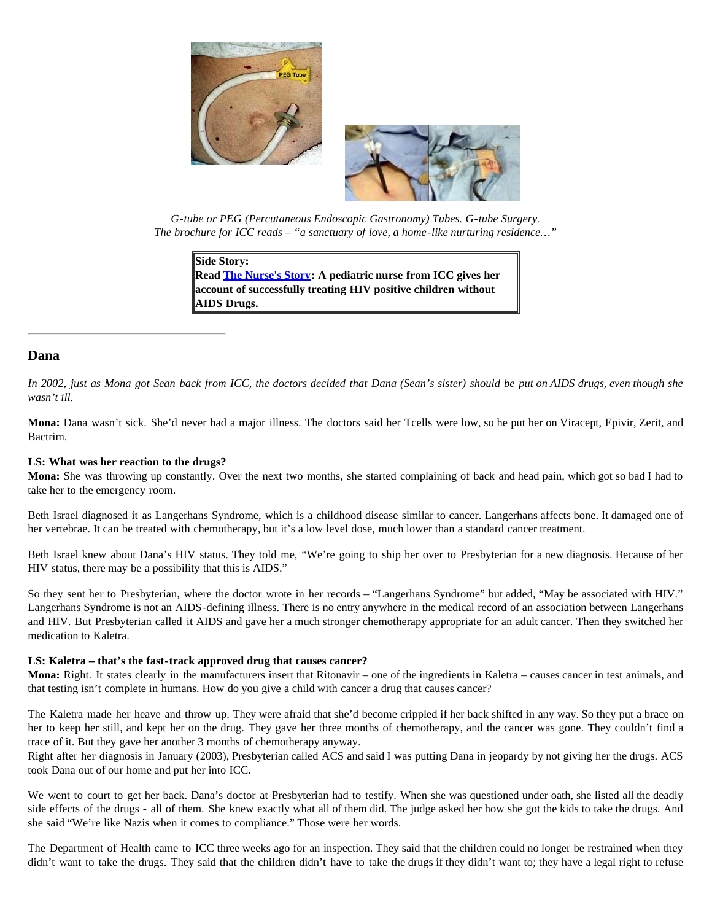*G-tube or PEG (Percutaneous Endoscopic Gastronomy) Tubes. G-tube Surgery.*
*The brochure for ICC reads – "a sanctuary of love, a home-like nurturing residence…"*

> **Side Story:**
> **Read The Nurse's Story: A pediatric nurse from ICC gives her account of successfully treating HIV positive children without AIDS Drugs.**

---

## Dana

*In 2002, just as Mona got Sean back from ICC, the doctors decided that Dana (Sean's sister) should be put on AIDS drugs, even though she wasn't ill.*

**Mona:** Dana wasn't sick. She'd never had a major illness. The doctors said her Tcells were low, so he put her on Viracept, Epivir, Zerit, and Bactrim.

**LS: What was her reaction to the drugs?**
**Mona:** She was throwing up constantly. Over the next two months, she started complaining of back and head pain, which got so bad I had to take her to the emergency room.

Beth Israel diagnosed it as Langerhans Syndrome, which is a childhood disease similar to cancer. Langerhans affects bone. It damaged one of her vertebrae. It can be treated with chemotherapy, but it's a low level dose, much lower than a standard cancer treatment.

Beth Israel knew about Dana's HIV status. They told me, "We're going to ship her over to Presbyterian for a new diagnosis. Because of her HIV status, there may be a possibility that this is AIDS."

So they sent her to Presbyterian, where the doctor wrote in her records – "Langerhans Syndrome" but added, "May be associated with HIV." Langerhans Syndrome is not an AIDS-defining illness. There is no entry anywhere in the medical record of an association between Langerhans and HIV. But Presbyterian called it AIDS and gave her a much stronger chemotherapy appropriate for an adult cancer. Then they switched her medication to Kaletra.

**LS: Kaletra – that's the fast-track approved drug that causes cancer?**
**Mona:** Right. It states clearly in the manufacturers insert that Ritonavir – one of the ingredients in Kaletra – causes cancer in test animals, and that testing isn't complete in humans. How do you give a child with cancer a drug that causes cancer?

The Kaletra made her heave and throw up. They were afraid that she'd become crippled if her back shifted in any way. So they put a brace on her to keep her still, and kept her on the drug. They gave her three months of chemotherapy, and the cancer was gone. They couldn't find a trace of it. But they gave her another 3 months of chemotherapy anyway.
Right after her diagnosis in January (2003), Presbyterian called ACS and said I was putting Dana in jeopardy by not giving her the drugs. ACS took Dana out of our home and put her into ICC.

We went to court to get her back. Dana's doctor at Presbyterian had to testify. When she was questioned under oath, she listed all the deadly side effects of the drugs - all of them. She knew exactly what all of them did. The judge asked her how she got the kids to take the drugs. And she said "We're like Nazis when it comes to compliance." Those were her words.

The Department of Health came to ICC three weeks ago for an inspection. They said that the children could no longer be restrained when they didn't want to take the drugs. They said that the children didn't have to take the drugs if they didn't want to; they have a legal right to refuse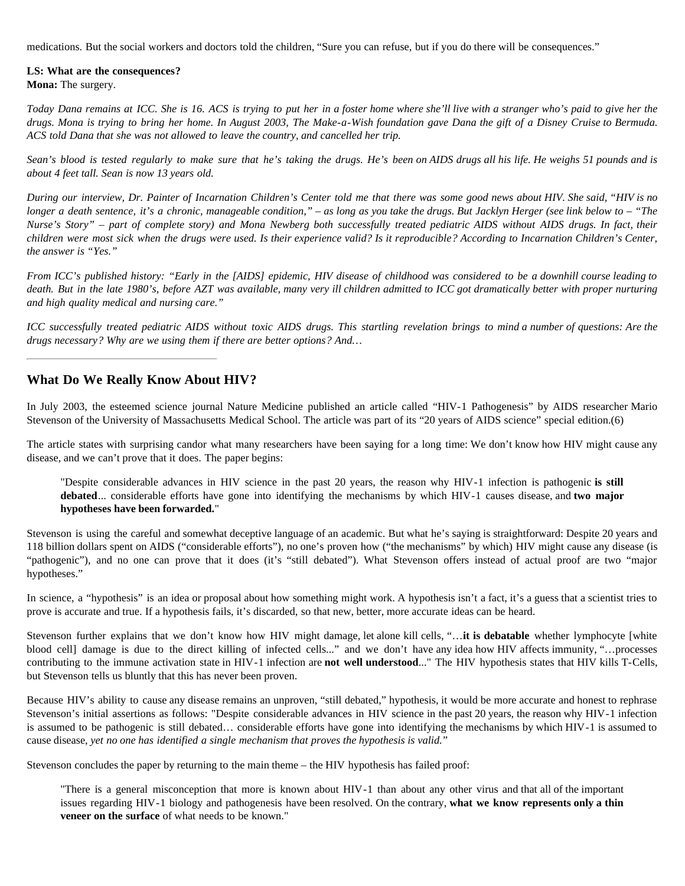medications. But the social workers and doctors told the children, "Sure you can refuse, but if you do there will be consequences."

**LS: What are the consequences?**
**Mona:** The surgery.

*Today Dana remains at ICC. She is 16. ACS is trying to put her in a foster home where she'll live with a stranger who's paid to give her the drugs. Mona is trying to bring her home. In August 2003, The Make-a-Wish foundation gave Dana the gift of a Disney Cruise to Bermuda. ACS told Dana that she was not allowed to leave the country, and cancelled her trip.*

*Sean's blood is tested regularly to make sure that he's taking the drugs. He's been on AIDS drugs all his life. He weighs 51 pounds and is about 4 feet tall. Sean is now 13 years old.*

*During our interview, Dr. Painter of Incarnation Children's Center told me that there was some good news about HIV. She said, "HIV is no longer a death sentence, it's a chronic, manageable condition," – as long as you take the drugs. But Jacklyn Herger (see link below to – "The Nurse's Story" – part of complete story) and Mona Newberg both successfully treated pediatric AIDS without AIDS drugs. In fact, their children were most sick when the drugs were used. Is their experience valid? Is it reproducible? According to Incarnation Children's Center, the answer is "Yes."*

*From ICC's published history: "Early in the [AIDS] epidemic, HIV disease of childhood was considered to be a downhill course leading to death. But in the late 1980's, before AZT was available, many very ill children admitted to ICC got dramatically better with proper nurturing and high quality medical and nursing care."*

*ICC successfully treated pediatric AIDS without toxic AIDS drugs. This startling revelation brings to mind a number of questions: Are the drugs necessary? Why are we using them if there are better options? And…*

---

## What Do We Really Know About HIV?

In July 2003, the esteemed science journal Nature Medicine published an article called "HIV-1 Pathogenesis" by AIDS researcher Mario Stevenson of the University of Massachusetts Medical School. The article was part of its "20 years of AIDS science" special edition.(6)

The article states with surprising candor what many researchers have been saying for a long time: We don't know how HIV might cause any disease, and we can't prove that it does. The paper begins:

> "Despite considerable advances in HIV science in the past 20 years, the reason why HIV-1 infection is pathogenic **is still debated**... considerable efforts have gone into identifying the mechanisms by which HIV-1 causes disease, and **two major hypotheses have been forwarded.**"

Stevenson is using the careful and somewhat deceptive language of an academic. But what he's saying is straightforward: Despite 20 years and 118 billion dollars spent on AIDS ("considerable efforts"), no one's proven how ("the mechanisms" by which) HIV might cause any disease (is "pathogenic"), and no one can prove that it does (it's "still debated"). What Stevenson offers instead of actual proof are two "major hypotheses."

In science, a "hypothesis" is an idea or proposal about how something might work. A hypothesis isn't a fact, it's a guess that a scientist tries to prove is accurate and true. If a hypothesis fails, it's discarded, so that new, better, more accurate ideas can be heard.

Stevenson further explains that we don't know how HIV might damage, let alone kill cells, "…**it is debatable** whether lymphocyte [white blood cell] damage is due to the direct killing of infected cells..." and we don't have any idea how HIV affects immunity, "…processes contributing to the immune activation state in HIV-1 infection are **not well understood**..." The HIV hypothesis states that HIV kills T-Cells, but Stevenson tells us bluntly that this has never been proven.

Because HIV's ability to cause any disease remains an unproven, "still debated," hypothesis, it would be more accurate and honest to rephrase Stevenson's initial assertions as follows: "Despite considerable advances in HIV science in the past 20 years, the reason why HIV-1 infection is assumed to be pathogenic is still debated… considerable efforts have gone into identifying the mechanisms by which HIV-1 is assumed to cause disease, *yet no one has identified a single mechanism that proves the hypothesis is valid.*"

Stevenson concludes the paper by returning to the main theme – the HIV hypothesis has failed proof:

> "There is a general misconception that more is known about HIV-1 than about any other virus and that all of the important issues regarding HIV-1 biology and pathogenesis have been resolved. On the contrary, **what we know represents only a thin veneer on the surface** of what needs to be known."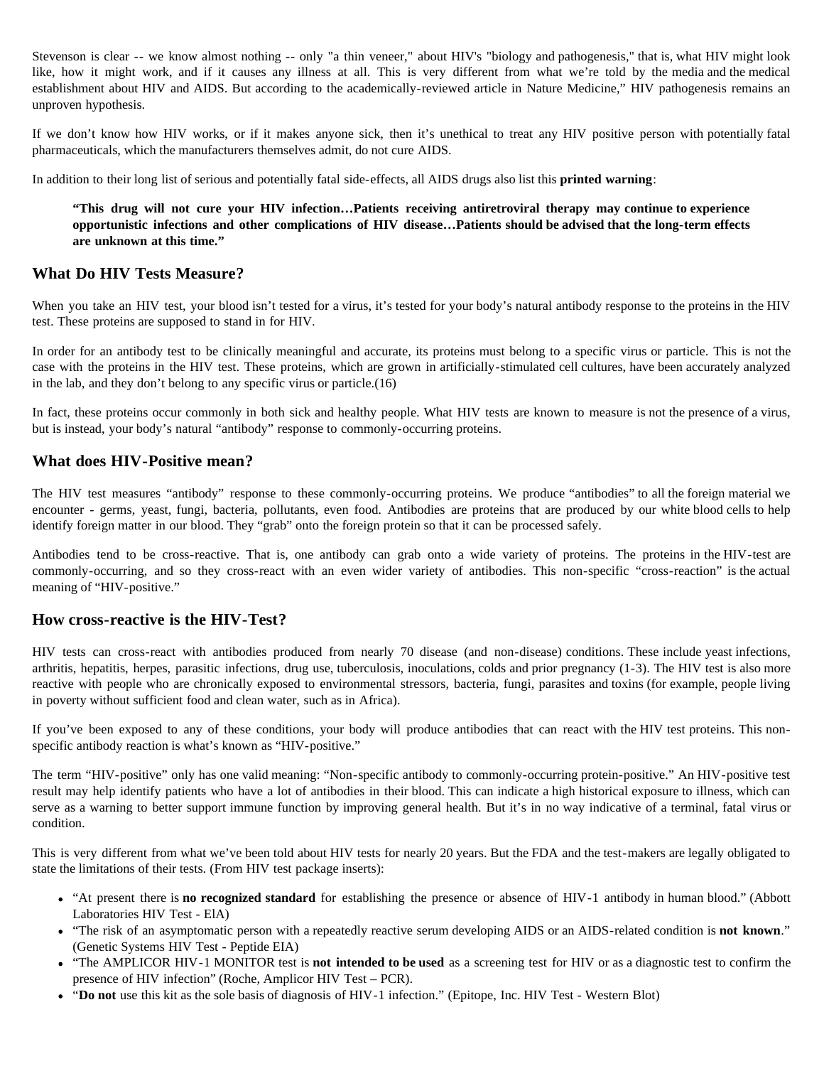Stevenson is clear -- we know almost nothing -- only "a thin veneer," about HIV's "biology and pathogenesis," that is, what HIV might look like, how it might work, and if it causes any illness at all. This is very different from what we're told by the media and the medical establishment about HIV and AIDS. But according to the academically-reviewed article in Nature Medicine," HIV pathogenesis remains an unproven hypothesis.

If we don't know how HIV works, or if it makes anyone sick, then it's unethical to treat any HIV positive person with potentially fatal pharmaceuticals, which the manufacturers themselves admit, do not cure AIDS.

In addition to their long list of serious and potentially fatal side-effects, all AIDS drugs also list this **printed warning**:

> **"This drug will not cure your HIV infection…Patients receiving antiretroviral therapy may continue to experience opportunistic infections and other complications of HIV disease…Patients should be advised that the long-term effects are unknown at this time."**

## What Do HIV Tests Measure?

When you take an HIV test, your blood isn't tested for a virus, it's tested for your body's natural antibody response to the proteins in the HIV test. These proteins are supposed to stand in for HIV.

In order for an antibody test to be clinically meaningful and accurate, its proteins must belong to a specific virus or particle. This is not the case with the proteins in the HIV test. These proteins, which are grown in artificially-stimulated cell cultures, have been accurately analyzed in the lab, and they don't belong to any specific virus or particle.(16)

In fact, these proteins occur commonly in both sick and healthy people. What HIV tests are known to measure is not the presence of a virus, but is instead, your body's natural "antibody" response to commonly-occurring proteins.

## What does HIV-Positive mean?

The HIV test measures "antibody" response to these commonly-occurring proteins. We produce "antibodies" to all the foreign material we encounter - germs, yeast, fungi, bacteria, pollutants, even food. Antibodies are proteins that are produced by our white blood cells to help identify foreign matter in our blood. They "grab" onto the foreign protein so that it can be processed safely.

Antibodies tend to be cross-reactive. That is, one antibody can grab onto a wide variety of proteins. The proteins in the HIV-test are commonly-occurring, and so they cross-react with an even wider variety of antibodies. This non-specific "cross-reaction" is the actual meaning of "HIV-positive."

## How cross-reactive is the HIV-Test?

HIV tests can cross-react with antibodies produced from nearly 70 disease (and non-disease) conditions. These include yeast infections, arthritis, hepatitis, herpes, parasitic infections, drug use, tuberculosis, inoculations, colds and prior pregnancy (1-3). The HIV test is also more reactive with people who are chronically exposed to environmental stressors, bacteria, fungi, parasites and toxins (for example, people living in poverty without sufficient food and clean water, such as in Africa).

If you've been exposed to any of these conditions, your body will produce antibodies that can react with the HIV test proteins. This non-specific antibody reaction is what's known as "HIV-positive."

The term "HIV-positive" only has one valid meaning: "Non-specific antibody to commonly-occurring protein-positive." An HIV-positive test result may help identify patients who have a lot of antibodies in their blood. This can indicate a high historical exposure to illness, which can serve as a warning to better support immune function by improving general health. But it's in no way indicative of a terminal, fatal virus or condition.

This is very different from what we've been told about HIV tests for nearly 20 years. But the FDA and the test-makers are legally obligated to state the limitations of their tests. (From HIV test package inserts):

- "At present there is **no recognized standard** for establishing the presence or absence of HIV-1 antibody in human blood." (Abbott Laboratories HIV Test - ElA)
- "The risk of an asymptomatic person with a repeatedly reactive serum developing AIDS or an AIDS-related condition is **not known**." (Genetic Systems HIV Test - Peptide EIA)
- "The AMPLICOR HIV-1 MONITOR test is **not intended to be used** as a screening test for HIV or as a diagnostic test to confirm the presence of HIV infection" (Roche, Amplicor HIV Test – PCR).
- "**Do not** use this kit as the sole basis of diagnosis of HIV-1 infection." (Epitope, Inc. HIV Test - Western Blot)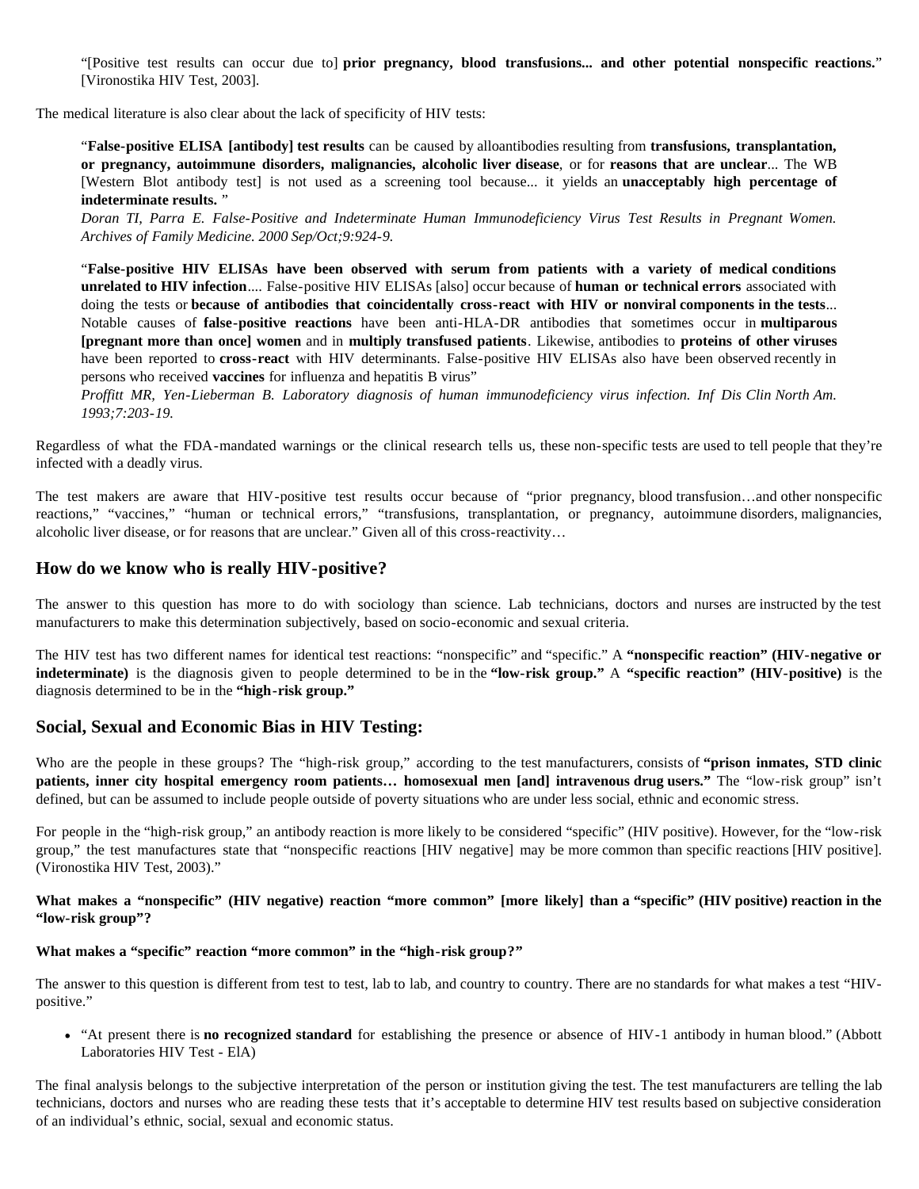> "[Positive test results can occur due to] **prior pregnancy, blood transfusions... and other potential nonspecific reactions.**" [Vironostika HIV Test, 2003].

The medical literature is also clear about the lack of specificity of HIV tests:

> "**False-positive ELISA [antibody] test results** can be caused by alloantibodies resulting from **transfusions, transplantation, or pregnancy, autoimmune disorders, malignancies, alcoholic liver disease**, or for **reasons that are unclear**... The WB [Western Blot antibody test] is not used as a screening tool because... it yields an **unacceptably high percentage of indeterminate results.** "
> *Doran TI, Parra E. False-Positive and Indeterminate Human Immunodeficiency Virus Test Results in Pregnant Women. Archives of Family Medicine. 2000 Sep/Oct;9:924-9.*

> "**False-positive HIV ELISAs have been observed with serum from patients with a variety of medical conditions unrelated to HIV infection**.... False-positive HIV ELISAs [also] occur because of **human or technical errors** associated with doing the tests or **because of antibodies that coincidentally cross-react with HIV or nonviral components in the tests**... Notable causes of **false-positive reactions** have been anti-HLA-DR antibodies that sometimes occur in **multiparous [pregnant more than once] women** and in **multiply transfused patients**. Likewise, antibodies to **proteins of other viruses** have been reported to **cross-react** with HIV determinants. False-positive HIV ELISAs also have been observed recently in persons who received **vaccines** for influenza and hepatitis B virus"
> *Proffitt MR, Yen-Lieberman B. Laboratory diagnosis of human immunodeficiency virus infection. Inf Dis Clin North Am. 1993;7:203-19.*

Regardless of what the FDA-mandated warnings or the clinical research tells us, these non-specific tests are used to tell people that they're infected with a deadly virus.

The test makers are aware that HIV-positive test results occur because of "prior pregnancy, blood transfusion…and other nonspecific reactions," "vaccines," "human or technical errors," "transfusions, transplantation, or pregnancy, autoimmune disorders, malignancies, alcoholic liver disease, or for reasons that are unclear." Given all of this cross-reactivity…

## How do we know who is really HIV-positive?

The answer to this question has more to do with sociology than science. Lab technicians, doctors and nurses are instructed by the test manufacturers to make this determination subjectively, based on socio-economic and sexual criteria.

The HIV test has two different names for identical test reactions: "nonspecific" and "specific." A **"nonspecific reaction" (HIV-negative or indeterminate)** is the diagnosis given to people determined to be in the **"low-risk group."** A **"specific reaction" (HIV-positive)** is the diagnosis determined to be in the **"high-risk group."**

## Social, Sexual and Economic Bias in HIV Testing:

Who are the people in these groups? The "high-risk group," according to the test manufacturers, consists of **"prison inmates, STD clinic patients, inner city hospital emergency room patients… homosexual men [and] intravenous drug users."** The "low-risk group" isn't defined, but can be assumed to include people outside of poverty situations who are under less social, ethnic and economic stress.

For people in the "high-risk group," an antibody reaction is more likely to be considered "specific" (HIV positive). However, for the "low-risk group," the test manufactures state that "nonspecific reactions [HIV negative] may be more common than specific reactions [HIV positive]. (Vironostika HIV Test, 2003)."

**What makes a "nonspecific" (HIV negative) reaction "more common" [more likely] than a "specific" (HIV positive) reaction in the "low-risk group"?**

**What makes a "specific" reaction "more common" in the "high-risk group?"**

The answer to this question is different from test to test, lab to lab, and country to country. There are no standards for what makes a test "HIV-positive."

- "At present there is **no recognized standard** for establishing the presence or absence of HIV-1 antibody in human blood." (Abbott Laboratories HIV Test - ElA)

The final analysis belongs to the subjective interpretation of the person or institution giving the test. The test manufacturers are telling the lab technicians, doctors and nurses who are reading these tests that it's acceptable to determine HIV test results based on subjective consideration of an individual's ethnic, social, sexual and economic status.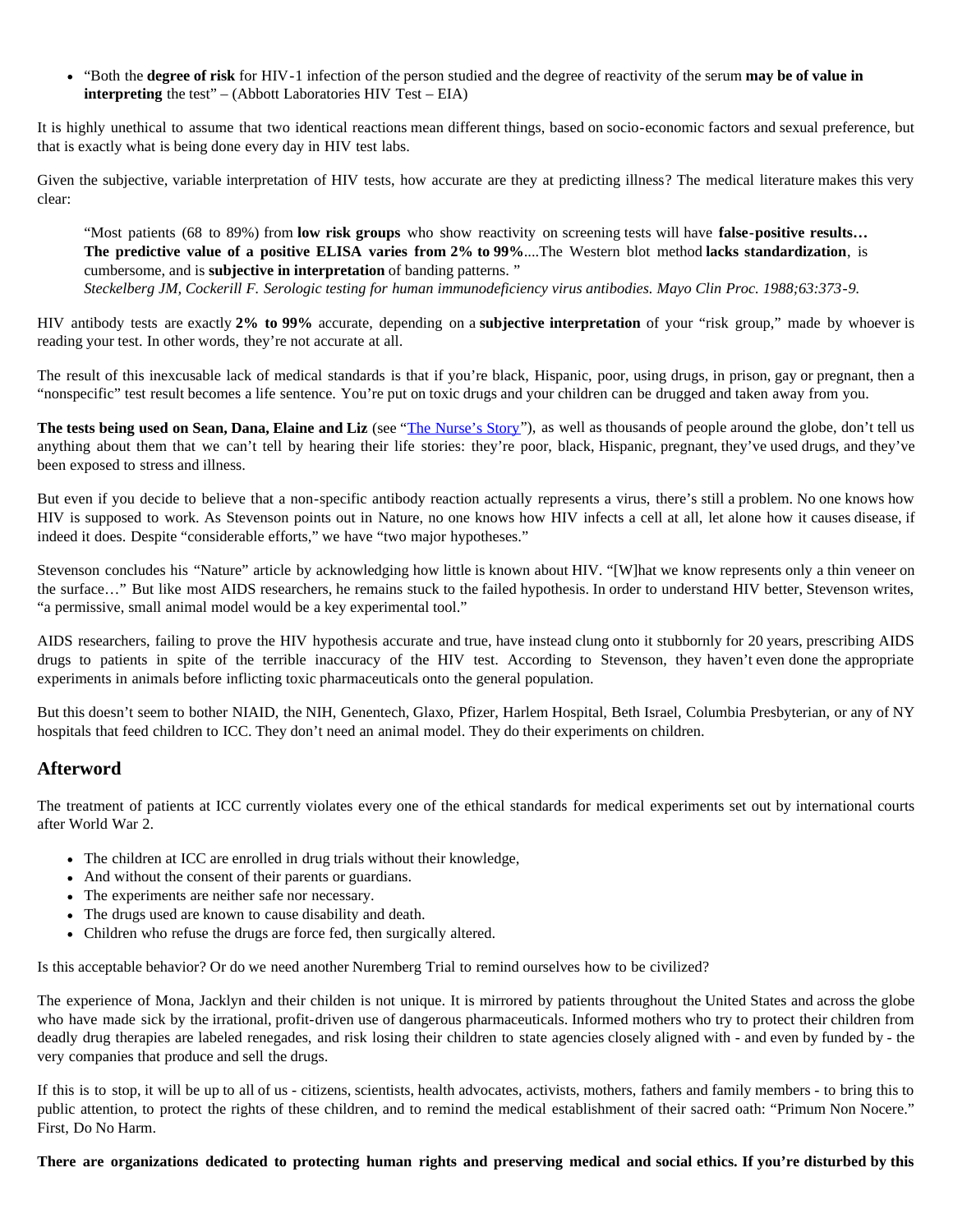- "Both the **degree of risk** for HIV-1 infection of the person studied and the degree of reactivity of the serum **may be of value in interpreting** the test" – (Abbott Laboratories HIV Test – EIA)

It is highly unethical to assume that two identical reactions mean different things, based on socio-economic factors and sexual preference, but that is exactly what is being done every day in HIV test labs.

Given the subjective, variable interpretation of HIV tests, how accurate are they at predicting illness? The medical literature makes this very clear:

> "Most patients (68 to 89%) from **low risk groups** who show reactivity on screening tests will have **false-positive results… The predictive value of a positive ELISA varies from 2% to 99%**....The Western blot method **lacks standardization**, is cumbersome, and is **subjective in interpretation** of banding patterns. "
> *Steckelberg JM, Cockerill F. Serologic testing for human immunodeficiency virus antibodies. Mayo Clin Proc. 1988;63:373-9.*

HIV antibody tests are exactly **2% to 99%** accurate, depending on a **subjective interpretation** of your "risk group," made by whoever is reading your test. In other words, they're not accurate at all.

The result of this inexcusable lack of medical standards is that if you're black, Hispanic, poor, using drugs, in prison, gay or pregnant, then a "nonspecific" test result becomes a life sentence. You're put on toxic drugs and your children can be drugged and taken away from you.

**The tests being used on Sean, Dana, Elaine and Liz** (see "The Nurse's Story"), as well as thousands of people around the globe, don't tell us anything about them that we can't tell by hearing their life stories: they're poor, black, Hispanic, pregnant, they've used drugs, and they've been exposed to stress and illness.

But even if you decide to believe that a non-specific antibody reaction actually represents a virus, there's still a problem. No one knows how HIV is supposed to work. As Stevenson points out in Nature, no one knows how HIV infects a cell at all, let alone how it causes disease, if indeed it does. Despite "considerable efforts," we have "two major hypotheses."

Stevenson concludes his "Nature" article by acknowledging how little is known about HIV. "[W]hat we know represents only a thin veneer on the surface…" But like most AIDS researchers, he remains stuck to the failed hypothesis. In order to understand HIV better, Stevenson writes, "a permissive, small animal model would be a key experimental tool."

AIDS researchers, failing to prove the HIV hypothesis accurate and true, have instead clung onto it stubbornly for 20 years, prescribing AIDS drugs to patients in spite of the terrible inaccuracy of the HIV test. According to Stevenson, they haven't even done the appropriate experiments in animals before inflicting toxic pharmaceuticals onto the general population.

But this doesn't seem to bother NIAID, the NIH, Genentech, Glaxo, Pfizer, Harlem Hospital, Beth Israel, Columbia Presbyterian, or any of NY hospitals that feed children to ICC. They don't need an animal model. They do their experiments on children.

## Afterword

The treatment of patients at ICC currently violates every one of the ethical standards for medical experiments set out by international courts after World War 2.

- The children at ICC are enrolled in drug trials without their knowledge,
- And without the consent of their parents or guardians.
- The experiments are neither safe nor necessary.
- The drugs used are known to cause disability and death.
- Children who refuse the drugs are force fed, then surgically altered.

Is this acceptable behavior? Or do we need another Nuremberg Trial to remind ourselves how to be civilized?

The experience of Mona, Jacklyn and their childen is not unique. It is mirrored by patients throughout the United States and across the globe who have made sick by the irrational, profit-driven use of dangerous pharmaceuticals. Informed mothers who try to protect their children from deadly drug therapies are labeled renegades, and risk losing their children to state agencies closely aligned with - and even by funded by - the very companies that produce and sell the drugs.

If this is to stop, it will be up to all of us - citizens, scientists, health advocates, activists, mothers, fathers and family members - to bring this to public attention, to protect the rights of these children, and to remind the medical establishment of their sacred oath: "Primum Non Nocere." First, Do No Harm.

**There are organizations dedicated to protecting human rights and preserving medical and social ethics. If you're disturbed by this**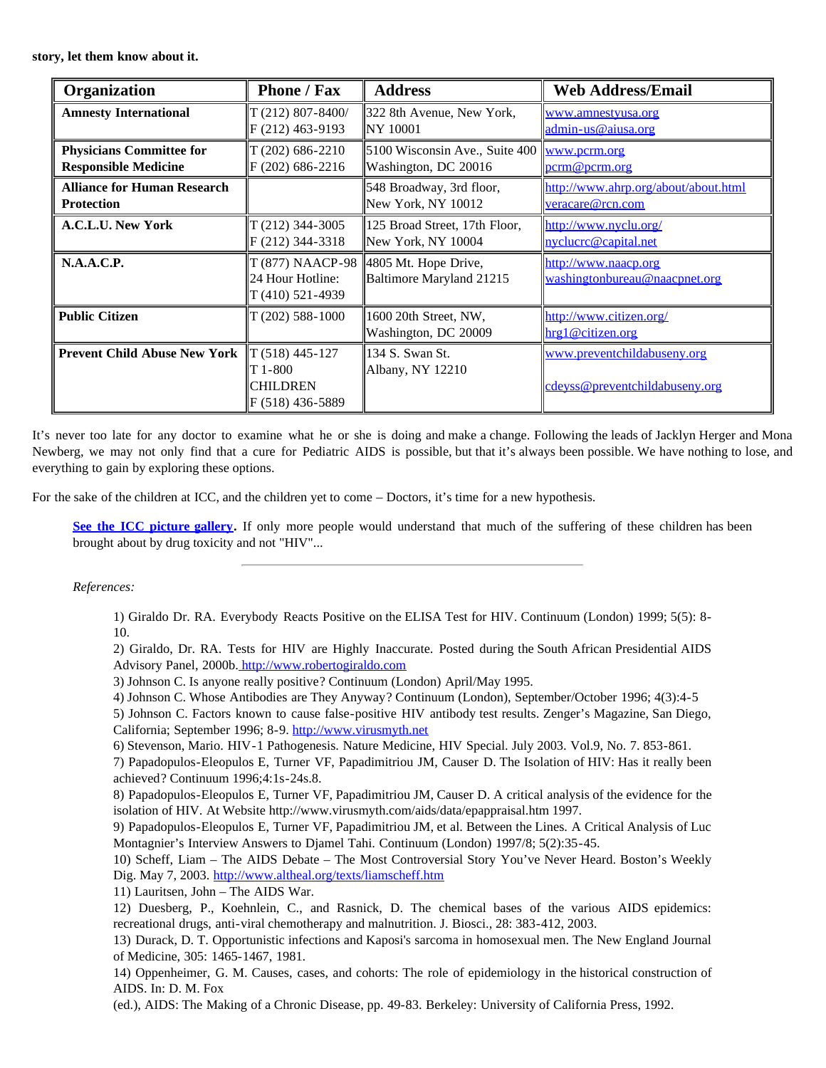**story, let them know about it.**

| Organization | Phone / Fax | Address | Web Address/Email |
|---|---|---|---|
| **Amnesty International** | T (212) 807-8400/ F (212) 463-9193 | 322 8th Avenue, New York, NY 10001 | www.amnestyusa.org admin-us@aiusa.org |
| **Physicians Committee for Responsible Medicine** | T (202) 686-2210 F (202) 686-2216 | 5100 Wisconsin Ave., Suite 400 Washington, DC 20016 | www.pcrm.org pcrm@pcrm.org |
| **Alliance for Human Research Protection** | | 548 Broadway, 3rd floor, New York, NY 10012 | http://www.ahrp.org/about/about.html veracare@rcn.com |
| **A.C.L.U. New York** | T (212) 344-3005 F (212) 344-3318 | 125 Broad Street, 17th Floor, New York, NY 10004 | http://www.nyclu.org/ nyclucrc@capital.net |
| **N.A.A.C.P.** | T (877) NAACP-98 24 Hour Hotline: T (410) 521-4939 | 4805 Mt. Hope Drive, Baltimore Maryland 21215 | http://www.naacp.org washingtonbureau@naacpnet.org |
| **Public Citizen** | T (202) 588-1000 | 1600 20th Street, NW, Washington, DC 20009 | http://www.citizen.org/ hrg1@citizen.org |
| **Prevent Child Abuse New York** | T (518) 445-127 T 1-800 CHILDREN F (518) 436-5889 | 134 S. Swan St. Albany, NY 12210 | www.preventchildabuseny.org cdeyss@preventchildabuseny.org |

It's never too late for any doctor to examine what he or she is doing and make a change. Following the leads of Jacklyn Herger and Mona Newberg, we may not only find that a cure for Pediatric AIDS is possible, but that it's always been possible. We have nothing to lose, and everything to gain by exploring these options.

For the sake of the children at ICC, and the children yet to come – Doctors, it's time for a new hypothesis.

**See the ICC picture gallery.** If only more people would understand that much of the suffering of these children has been brought about by drug toxicity and not "HIV"...

---

*References:*

1) Giraldo Dr. RA. Everybody Reacts Positive on the ELISA Test for HIV. Continuum (London) 1999; 5(5): 8-10.
2) Giraldo, Dr. RA. Tests for HIV are Highly Inaccurate. Posted during the South African Presidential AIDS Advisory Panel, 2000b. http://www.robertogiraldo.com
3) Johnson C. Is anyone really positive? Continuum (London) April/May 1995.
4) Johnson C. Whose Antibodies are They Anyway? Continuum (London), September/October 1996; 4(3):4-5
5) Johnson C. Factors known to cause false-positive HIV antibody test results. Zenger's Magazine, San Diego, California; September 1996; 8-9. http://www.virusmyth.net
6) Stevenson, Mario. HIV-1 Pathogenesis. Nature Medicine, HIV Special. July 2003. Vol.9, No. 7. 853-861.
7) Papadopulos-Eleopulos E, Turner VF, Papadimitriou JM, Causer D. The Isolation of HIV: Has it really been achieved? Continuum 1996;4:1s-24s.8.
8) Papadopulos-Eleopulos E, Turner VF, Papadimitriou JM, Causer D. A critical analysis of the evidence for the isolation of HIV. At Website http://www.virusmyth.com/aids/data/epappraisal.htm 1997.
9) Papadopulos-Eleopulos E, Turner VF, Papadimitriou JM, et al. Between the Lines. A Critical Analysis of Luc Montagnier's Interview Answers to Djamel Tahi. Continuum (London) 1997/8; 5(2):35-45.
10) Scheff, Liam – The AIDS Debate – The Most Controversial Story You've Never Heard. Boston's Weekly Dig. May 7, 2003. http://www.altheal.org/texts/liamscheff.htm
11) Lauritsen, John – The AIDS War.
12) Duesberg, P., Koehnlein, C., and Rasnick, D. The chemical bases of the various AIDS epidemics: recreational drugs, anti-viral chemotherapy and malnutrition. J. Biosci., 28: 383-412, 2003.
13) Durack, D. T. Opportunistic infections and Kaposi's sarcoma in homosexual men. The New England Journal of Medicine, 305: 1465-1467, 1981.
14) Oppenheimer, G. M. Causes, cases, and cohorts: The role of epidemiology in the historical construction of AIDS. In: D. M. Fox
(ed.), AIDS: The Making of a Chronic Disease, pp. 49-83. Berkeley: University of California Press, 1992.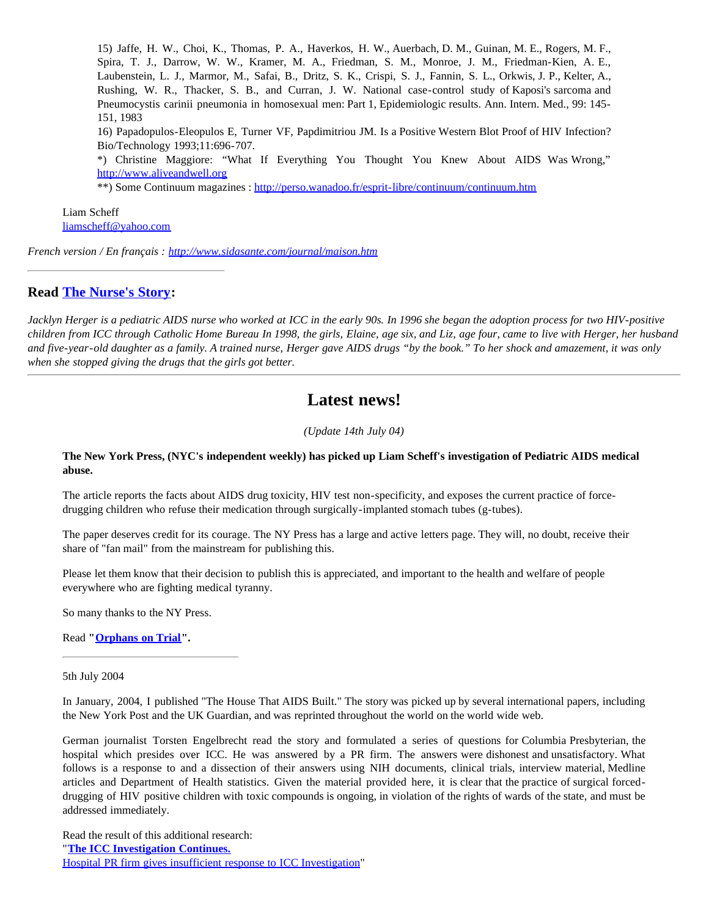15) Jaffe, H. W., Choi, K., Thomas, P. A., Haverkos, H. W., Auerbach, D. M., Guinan, M. E., Rogers, M. F., Spira, T. J., Darrow, W. W., Kramer, M. A., Friedman, S. M., Monroe, J. M., Friedman-Kien, A. E., Laubenstein, L. J., Marmor, M., Safai, B., Dritz, S. K., Crispi, S. J., Fannin, S. L., Orkwis, J. P., Kelter, A., Rushing, W. R., Thacker, S. B., and Curran, J. W. National case-control study of Kaposi's sarcoma and Pneumocystis carinii pneumonia in homosexual men: Part 1, Epidemiologic results. Ann. Intern. Med., 99: 145-151, 1983

16) Papadopulos-Eleopulos E, Turner VF, Papdimitriou JM. Is a Positive Western Blot Proof of HIV Infection? Bio/Technology 1993;11:696-707.

*) Christine Maggiore: "What If Everything You Thought You Knew About AIDS Was Wrong," http://www.aliveandwell.org

**) Some Continuum magazines : http://perso.wanadoo.fr/esprit-libre/continuum/continuum.htm

Liam Scheff
liamscheff@yahoo.com

*French version / En français : http://www.sidasante.com/journal/maison.htm*

---

## Read The Nurse's Story:

*Jacklyn Herger is a pediatric AIDS nurse who worked at ICC in the early 90s. In 1996 she began the adoption process for two HIV-positive children from ICC through Catholic Home Bureau In 1998, the girls, Elaine, age six, and Liz, age four, came to live with Herger, her husband and five-year-old daughter as a family. A trained nurse, Herger gave AIDS drugs "by the book." To her shock and amazement, it was only when she stopped giving the drugs that the girls got better.*

---

# Latest news!

*(Update 14th July 04)*

**The New York Press, (NYC's independent weekly) has picked up Liam Scheff's investigation of Pediatric AIDS medical abuse.**

The article reports the facts about AIDS drug toxicity, HIV test non-specificity, and exposes the current practice of force-drugging children who refuse their medication through surgically-implanted stomach tubes (g-tubes).

The paper deserves credit for its courage. The NY Press has a large and active letters page. They will, no doubt, receive their share of "fan mail" from the mainstream for publishing this.

Please let them know that their decision to publish this is appreciated, and important to the health and welfare of people everywhere who are fighting medical tyranny.

So many thanks to the NY Press.

Read **"Orphans on Trial".**

---

5th July 2004

In January, 2004, I published "The House That AIDS Built." The story was picked up by several international papers, including the New York Post and the UK Guardian, and was reprinted throughout the world on the world wide web.

German journalist Torsten Engelbrecht read the story and formulated a series of questions for Columbia Presbyterian, the hospital which presides over ICC. He was answered by a PR firm. The answers were dishonest and unsatisfactory. What follows is a response to and a dissection of their answers using NIH documents, clinical trials, interview material, Medline articles and Department of Health statistics. Given the material provided here, it is clear that the practice of surgical forced-drugging of HIV positive children with toxic compounds is ongoing, in violation of the rights of wards of the state, and must be addressed immediately.

Read the result of this additional research:
"**The ICC Investigation Continues.**
Hospital PR firm gives insufficient response to ICC Investigation"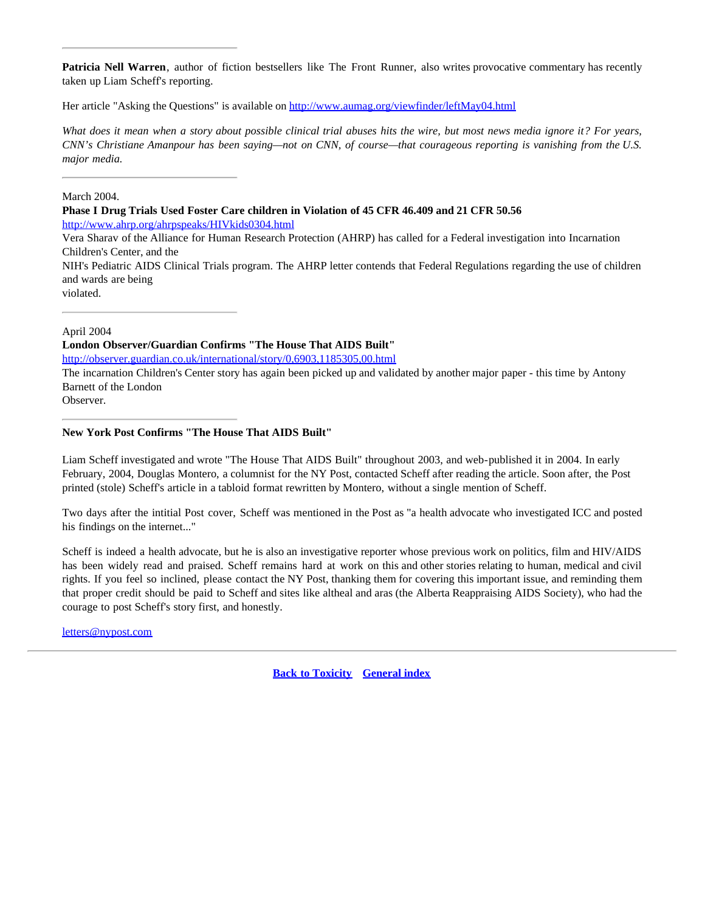---

**Patricia Nell Warren**, author of fiction bestsellers like The Front Runner, also writes provocative commentary has recently taken up Liam Scheff's reporting.

Her article "Asking the Questions" is available on [http://www.aumag.org/viewfinder/leftMay04.html](http://www.aumag.org/viewfinder/leftMay04.html)

*What does it mean when a story about possible clinical trial abuses hits the wire, but most news media ignore it? For years, CNN's Christiane Amanpour has been saying—not on CNN, of course—that courageous reporting is vanishing from the U.S. major media.*

---

March 2004.
**Phase I Drug Trials Used Foster Care children in Violation of 45 CFR 46.409 and 21 CFR 50.56**
[http://www.ahrp.org/ahrpspeaks/HIVkids0304.html](http://www.ahrp.org/ahrpspeaks/HIVkids0304.html)
Vera Sharav of the Alliance for Human Research Protection (AHRP) has called for a Federal investigation into Incarnation Children's Center, and the
NIH's Pediatric AIDS Clinical Trials program. The AHRP letter contends that Federal Regulations regarding the use of children and wards are being
violated.

---

April 2004
**London Observer/Guardian Confirms "The House That AIDS Built"**
[http://observer.guardian.co.uk/international/story/0,6903,1185305,00.html](http://observer.guardian.co.uk/international/story/0,6903,1185305,00.html)
The incarnation Children's Center story has again been picked up and validated by another major paper - this time by Antony Barnett of the London
Observer.

---

**New York Post Confirms "The House That AIDS Built"**

Liam Scheff investigated and wrote "The House That AIDS Built" throughout 2003, and web-published it in 2004. In early February, 2004, Douglas Montero, a columnist for the NY Post, contacted Scheff after reading the article. Soon after, the Post printed (stole) Scheff's article in a tabloid format rewritten by Montero, without a single mention of Scheff.

Two days after the intitial Post cover, Scheff was mentioned in the Post as "a health advocate who investigated ICC and posted his findings on the internet..."

Scheff is indeed a health advocate, but he is also an investigative reporter whose previous work on politics, film and HIV/AIDS has been widely read and praised. Scheff remains hard at work on this and other stories relating to human, medical and civil rights. If you feel so inclined, please contact the NY Post, thanking them for covering this important issue, and reminding them that proper credit should be paid to Scheff and sites like altheal and aras (the Alberta Reappraising AIDS Society), who had the courage to post Scheff's story first, and honestly.

[letters@nypost.com](mailto:letters@nypost.com)

---

**[Back to Toxicity](#)** **[General index](#)**